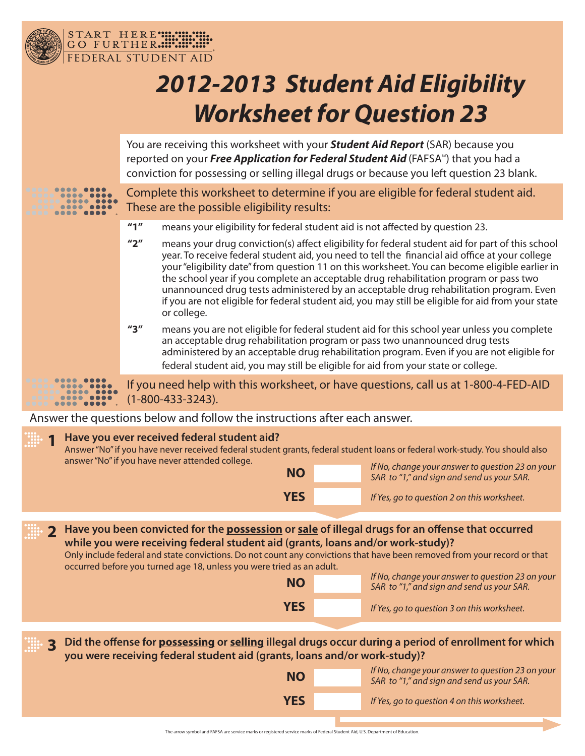START HERE
GO FURTHER
FEDERAL STUDENT AID

# 2012-2013 Student Aid Eligibility Worksheet for Question 23

You are receiving this worksheet with your ***Student Aid Report*** (SAR) because you reported on your ***Free Application for Federal Student Aid*** (FAFSA℠) that you had a conviction for possessing or selling illegal drugs or because you left question 23 blank.

Complete this worksheet to determine if you are eligible for federal student aid. These are the possible eligibility results:

**"1"** means your eligibility for federal student aid is not affected by question 23.

**"2"** means your drug conviction(s) affect eligibility for federal student aid for part of this school year. To receive federal student aid, you need to tell the financial aid office at your college your "eligibility date" from question 11 on this worksheet. You can become eligible earlier in the school year if you complete an acceptable drug rehabilitation program or pass two unannounced drug tests administered by an acceptable drug rehabilitation program. Even if you are not eligible for federal student aid, you may still be eligible for aid from your state or college.

**"3"** means you are not eligible for federal student aid for this school year unless you complete an acceptable drug rehabilitation program or pass two unannounced drug tests administered by an acceptable drug rehabilitation program. Even if you are not eligible for federal student aid, you may still be eligible for aid from your state or college.

If you need help with this worksheet, or have questions, call us at 1-800-4-FED-AID (1-800-433-3243).

Answer the questions below and follow the instructions after each answer.

**1 Have you ever received federal student aid?**

Answer "No" if you have never received federal student grants, federal student loans or federal work-study. You should also answer "No" if you have never attended college.

**NO** ☐ *If No, change your answer to question 23 on your SAR to "1," and sign and send us your SAR.*

**YES** ☐ *If Yes, go to question 2 on this worksheet.*

**2 Have you been convicted for the <u>possession</u> or <u>sale</u> of illegal drugs for an offense that occurred while you were receiving federal student aid (grants, loans and/or work-study)?**

Only include federal and state convictions. Do not count any convictions that have been removed from your record or that occurred before you turned age 18, unless you were tried as an adult.

**NO** ☐ *If No, change your answer to question 23 on your SAR to "1," and sign and send us your SAR.*

**YES** ☐ *If Yes, go to question 3 on this worksheet.*

**3 Did the offense for <u>possessing</u> or <u>selling</u> illegal drugs occur during a period of enrollment for which you were receiving federal student aid (grants, loans and/or work-study)?**

**NO** ☐ *If No, change your answer to question 23 on your SAR to "1," and sign and send us your SAR.*

**YES** ☐ *If Yes, go to question 4 on this worksheet.*

The arrow symbol and FAFSA are service marks or registered service marks of Federal Student Aid, U.S. Department of Education.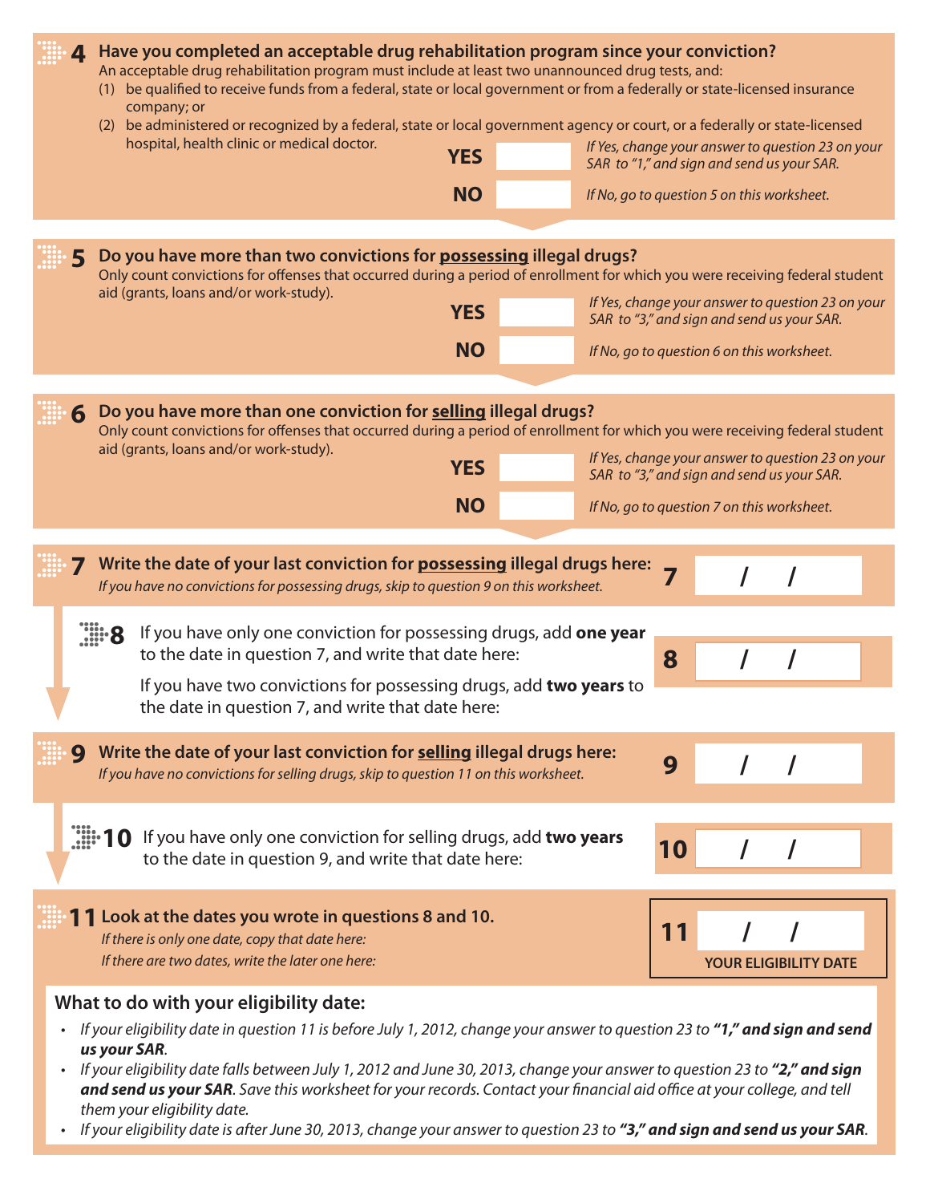**4 Have you completed an acceptable drug rehabilitation program since your conviction?**

An acceptable drug rehabilitation program must include at least two unannounced drug tests, and:

(1) be qualified to receive funds from a federal, state or local government or from a federally or state-licensed insurance company; or

(2) be administered or recognized by a federal, state or local government agency or court, or a federally or state-licensed hospital, health clinic or medical doctor.

**YES** — *If Yes, change your answer to question 23 on your SAR to "1," and sign and send us your SAR.*

**NO** — *If No, go to question 5 on this worksheet.*

**5 Do you have more than two convictions for possessing illegal drugs?**

Only count convictions for offenses that occurred during a period of enrollment for which you were receiving federal student aid (grants, loans and/or work-study).

**YES** — *If Yes, change your answer to question 23 on your SAR to "3," and sign and send us your SAR.*

**NO** — *If No, go to question 6 on this worksheet.*

**6 Do you have more than one conviction for selling illegal drugs?**

Only count convictions for offenses that occurred during a period of enrollment for which you were receiving federal student aid (grants, loans and/or work-study).

**YES** — *If Yes, change your answer to question 23 on your SAR to "3," and sign and send us your SAR.*

**NO** — *If No, go to question 7 on this worksheet.*

**7 Write the date of your last conviction for possessing illegal drugs here:** **7** ___ / ___ / ___

*If you have no convictions for possessing drugs, skip to question 9 on this worksheet.*

**8** If you have only one conviction for possessing drugs, add **one year** to the date in question 7, and write that date here:

If you have two convictions for possessing drugs, add **two years** to the date in question 7, and write that date here: **8** ___ / ___ / ___

**9 Write the date of your last conviction for selling illegal drugs here:** **9** ___ / ___ / ___

*If you have no convictions for selling drugs, skip to question 11 on this worksheet.*

**10** If you have only one conviction for selling drugs, add **two years** to the date in question 9, and write that date here: **10** ___ / ___ / ___

**11 Look at the dates you wrote in questions 8 and 10.**

*If there is only one date, copy that date here:*

*If there are two dates, write the later one here:*

**11** ___ / ___ / ___ **YOUR ELIGIBILITY DATE**

**What to do with your eligibility date:**

- *If your eligibility date in question 11 is before July 1, 2012, change your answer to question 23 to* ***"1," and sign and send us your SAR****.*
- *If your eligibility date falls between July 1, 2012 and June 30, 2013, change your answer to question 23 to* ***"2," and sign and send us your SAR****. Save this worksheet for your records. Contact your financial aid office at your college, and tell them your eligibility date.*
- *If your eligibility date is after June 30, 2013, change your answer to question 23 to* ***"3," and sign and send us your SAR****.*